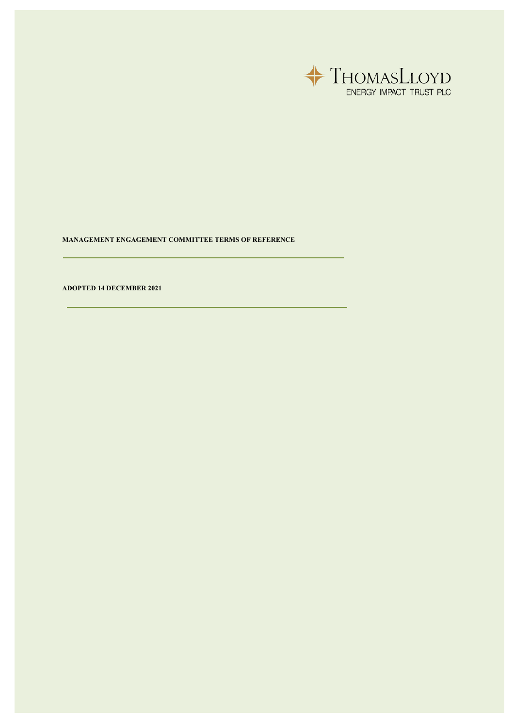THOMASLLOYD
ENERGY IMPACT TRUST PLC

**MANAGEMENT ENGAGEMENT COMMITTEE TERMS OF REFERENCE**

**ADOPTED 14 DECEMBER 2021**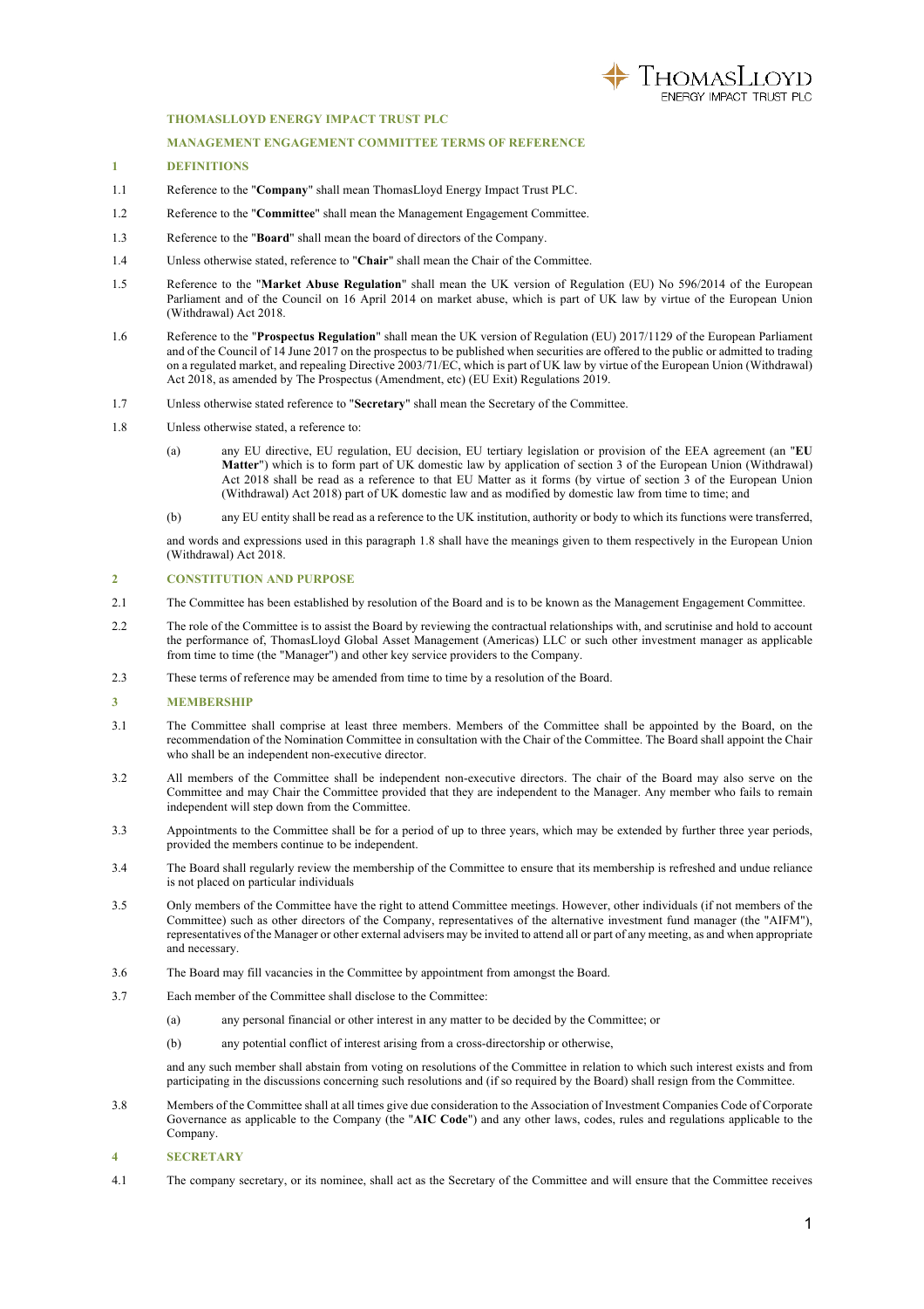**THOMASLLOYD ENERGY IMPACT TRUST PLC**

**MANAGEMENT ENGAGEMENT COMMITTEE TERMS OF REFERENCE**

## 1 DEFINITIONS

1.1 Reference to the "**Company**" shall mean ThomasLloyd Energy Impact Trust PLC.

1.2 Reference to the "**Committee**" shall mean the Management Engagement Committee.

1.3 Reference to the "**Board**" shall mean the board of directors of the Company.

1.4 Unless otherwise stated, reference to "**Chair**" shall mean the Chair of the Committee.

1.5 Reference to the "**Market Abuse Regulation**" shall mean the UK version of Regulation (EU) No 596/2014 of the European Parliament and of the Council on 16 April 2014 on market abuse, which is part of UK law by virtue of the European Union (Withdrawal) Act 2018.

1.6 Reference to the "**Prospectus Regulation**" shall mean the UK version of Regulation (EU) 2017/1129 of the European Parliament and of the Council of 14 June 2017 on the prospectus to be published when securities are offered to the public or admitted to trading on a regulated market, and repealing Directive 2003/71/EC, which is part of UK law by virtue of the European Union (Withdrawal) Act 2018, as amended by The Prospectus (Amendment, etc) (EU Exit) Regulations 2019.

1.7 Unless otherwise stated reference to "**Secretary**" shall mean the Secretary of the Committee.

1.8 Unless otherwise stated, a reference to:

(a) any EU directive, EU regulation, EU decision, EU tertiary legislation or provision of the EEA agreement (an "**EU Matter**") which is to form part of UK domestic law by application of section 3 of the European Union (Withdrawal) Act 2018 shall be read as a reference to that EU Matter as it forms (by virtue of section 3 of the European Union (Withdrawal) Act 2018) part of UK domestic law and as modified by domestic law from time to time; and

(b) any EU entity shall be read as a reference to the UK institution, authority or body to which its functions were transferred,

and words and expressions used in this paragraph 1.8 shall have the meanings given to them respectively in the European Union (Withdrawal) Act 2018.

## 2 CONSTITUTION AND PURPOSE

2.1 The Committee has been established by resolution of the Board and is to be known as the Management Engagement Committee.

2.2 The role of the Committee is to assist the Board by reviewing the contractual relationships with, and scrutinise and hold to account the performance of, ThomasLloyd Global Asset Management (Americas) LLC or such other investment manager as applicable from time to time (the "Manager") and other key service providers to the Company.

2.3 These terms of reference may be amended from time to time by a resolution of the Board.

## 3 MEMBERSHIP

3.1 The Committee shall comprise at least three members. Members of the Committee shall be appointed by the Board, on the recommendation of the Nomination Committee in consultation with the Chair of the Committee. The Board shall appoint the Chair who shall be an independent non-executive director.

3.2 All members of the Committee shall be independent non-executive directors. The chair of the Board may also serve on the Committee and may Chair the Committee provided that they are independent to the Manager. Any member who fails to remain independent will step down from the Committee.

3.3 Appointments to the Committee shall be for a period of up to three years, which may be extended by further three year periods, provided the members continue to be independent.

3.4 The Board shall regularly review the membership of the Committee to ensure that its membership is refreshed and undue reliance is not placed on particular individuals

3.5 Only members of the Committee have the right to attend Committee meetings. However, other individuals (if not members of the Committee) such as other directors of the Company, representatives of the alternative investment fund manager (the "AIFM"), representatives of the Manager or other external advisers may be invited to attend all or part of any meeting, as and when appropriate and necessary.

3.6 The Board may fill vacancies in the Committee by appointment from amongst the Board.

3.7 Each member of the Committee shall disclose to the Committee:

(a) any personal financial or other interest in any matter to be decided by the Committee; or

(b) any potential conflict of interest arising from a cross-directorship or otherwise,

and any such member shall abstain from voting on resolutions of the Committee in relation to which such interest exists and from participating in the discussions concerning such resolutions and (if so required by the Board) shall resign from the Committee.

3.8 Members of the Committee shall at all times give due consideration to the Association of Investment Companies Code of Corporate Governance as applicable to the Company (the "**AIC Code**") and any other laws, codes, rules and regulations applicable to the Company.

## 4 SECRETARY

4.1 The company secretary, or its nominee, shall act as the Secretary of the Committee and will ensure that the Committee receives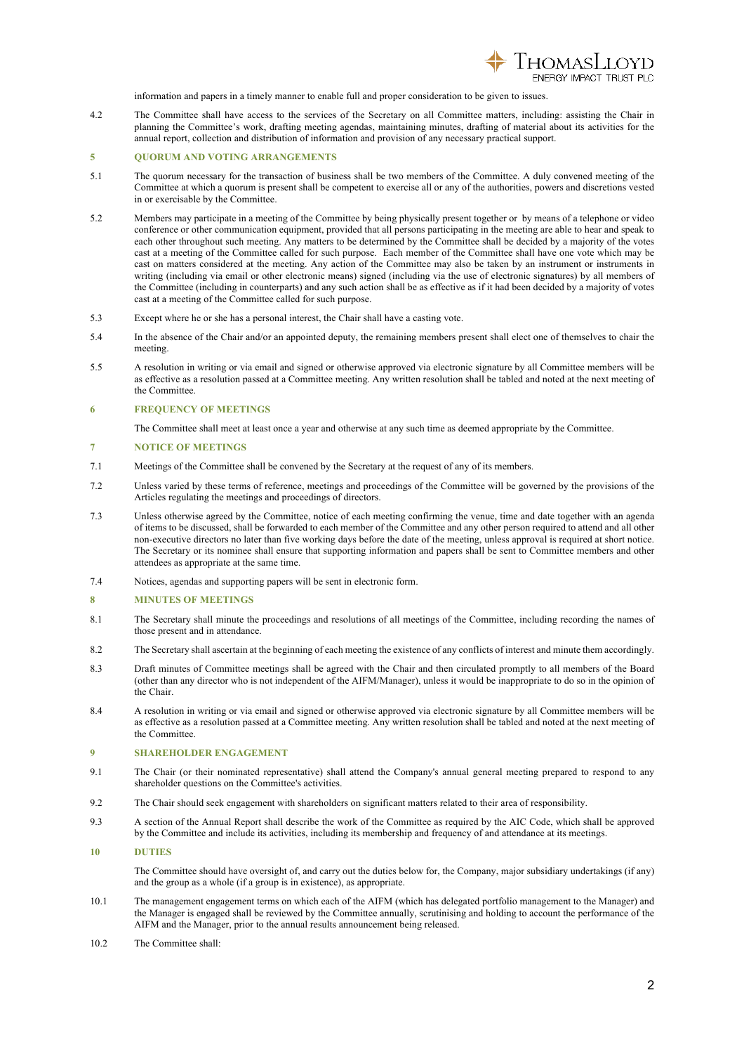information and papers in a timely manner to enable full and proper consideration to be given to issues.

4.2 The Committee shall have access to the services of the Secretary on all Committee matters, including: assisting the Chair in planning the Committee's work, drafting meeting agendas, maintaining minutes, drafting of material about its activities for the annual report, collection and distribution of information and provision of any necessary practical support.

## 5 QUORUM AND VOTING ARRANGEMENTS

5.1 The quorum necessary for the transaction of business shall be two members of the Committee. A duly convened meeting of the Committee at which a quorum is present shall be competent to exercise all or any of the authorities, powers and discretions vested in or exercisable by the Committee.

5.2 Members may participate in a meeting of the Committee by being physically present together or by means of a telephone or video conference or other communication equipment, provided that all persons participating in the meeting are able to hear and speak to each other throughout such meeting. Any matters to be determined by the Committee shall be decided by a majority of the votes cast at a meeting of the Committee called for such purpose. Each member of the Committee shall have one vote which may be cast on matters considered at the meeting. Any action of the Committee may also be taken by an instrument or instruments in writing (including via email or other electronic means) signed (including via the use of electronic signatures) by all members of the Committee (including in counterparts) and any such action shall be as effective as if it had been decided by a majority of votes cast at a meeting of the Committee called for such purpose.

5.3 Except where he or she has a personal interest, the Chair shall have a casting vote.

5.4 In the absence of the Chair and/or an appointed deputy, the remaining members present shall elect one of themselves to chair the meeting.

5.5 A resolution in writing or via email and signed or otherwise approved via electronic signature by all Committee members will be as effective as a resolution passed at a Committee meeting. Any written resolution shall be tabled and noted at the next meeting of the Committee.

## 6 FREQUENCY OF MEETINGS

The Committee shall meet at least once a year and otherwise at any such time as deemed appropriate by the Committee.

## 7 NOTICE OF MEETINGS

7.1 Meetings of the Committee shall be convened by the Secretary at the request of any of its members.

7.2 Unless varied by these terms of reference, meetings and proceedings of the Committee will be governed by the provisions of the Articles regulating the meetings and proceedings of directors.

7.3 Unless otherwise agreed by the Committee, notice of each meeting confirming the venue, time and date together with an agenda of items to be discussed, shall be forwarded to each member of the Committee and any other person required to attend and all other non-executive directors no later than five working days before the date of the meeting, unless approval is required at short notice. The Secretary or its nominee shall ensure that supporting information and papers shall be sent to Committee members and other attendees as appropriate at the same time.

7.4 Notices, agendas and supporting papers will be sent in electronic form.

## 8 MINUTES OF MEETINGS

8.1 The Secretary shall minute the proceedings and resolutions of all meetings of the Committee, including recording the names of those present and in attendance.

8.2 The Secretary shall ascertain at the beginning of each meeting the existence of any conflicts of interest and minute them accordingly.

8.3 Draft minutes of Committee meetings shall be agreed with the Chair and then circulated promptly to all members of the Board (other than any director who is not independent of the AIFM/Manager), unless it would be inappropriate to do so in the opinion of the Chair.

8.4 A resolution in writing or via email and signed or otherwise approved via electronic signature by all Committee members will be as effective as a resolution passed at a Committee meeting. Any written resolution shall be tabled and noted at the next meeting of the Committee.

## 9 SHAREHOLDER ENGAGEMENT

9.1 The Chair (or their nominated representative) shall attend the Company's annual general meeting prepared to respond to any shareholder questions on the Committee's activities.

9.2 The Chair should seek engagement with shareholders on significant matters related to their area of responsibility.

9.3 A section of the Annual Report shall describe the work of the Committee as required by the AIC Code, which shall be approved by the Committee and include its activities, including its membership and frequency of and attendance at its meetings.

## 10 DUTIES

The Committee should have oversight of, and carry out the duties below for, the Company, major subsidiary undertakings (if any) and the group as a whole (if a group is in existence), as appropriate.

10.1 The management engagement terms on which each of the AIFM (which has delegated portfolio management to the Manager) and the Manager is engaged shall be reviewed by the Committee annually, scrutinising and holding to account the performance of the AIFM and the Manager, prior to the annual results announcement being released.

10.2 The Committee shall: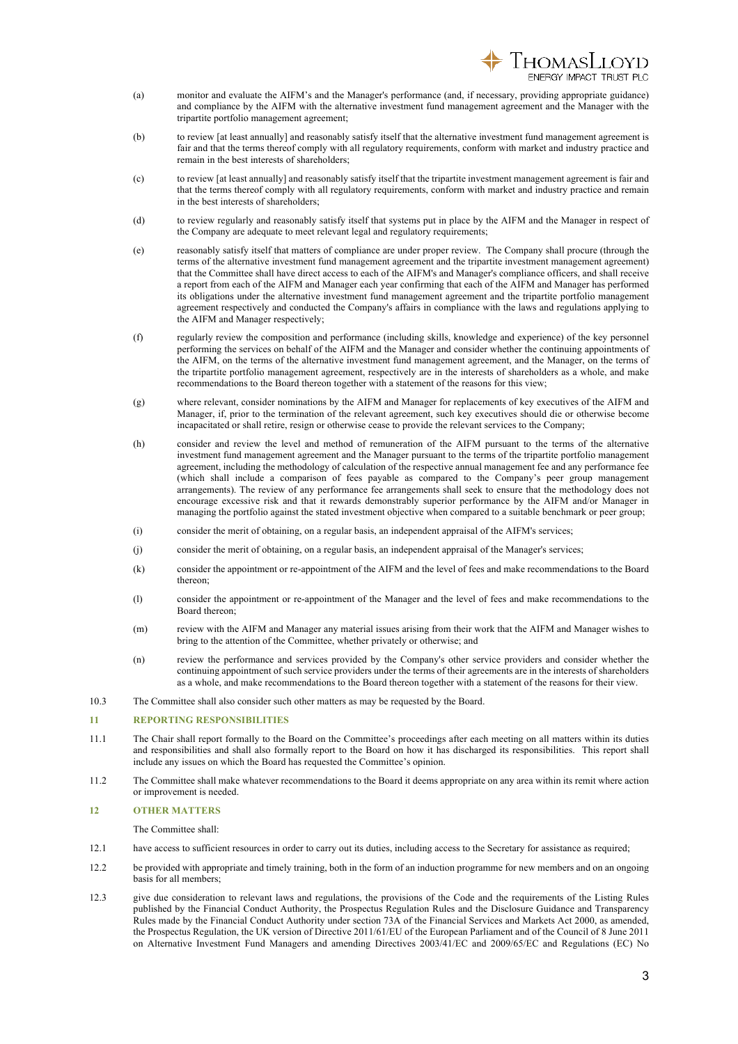(a) monitor and evaluate the AIFM's and the Manager's performance (and, if necessary, providing appropriate guidance) and compliance by the AIFM with the alternative investment fund management agreement and the Manager with the tripartite portfolio management agreement;

(b) to review [at least annually] and reasonably satisfy itself that the alternative investment fund management agreement is fair and that the terms thereof comply with all regulatory requirements, conform with market and industry practice and remain in the best interests of shareholders;

(c) to review [at least annually] and reasonably satisfy itself that the tripartite investment management agreement is fair and that the terms thereof comply with all regulatory requirements, conform with market and industry practice and remain in the best interests of shareholders;

(d) to review regularly and reasonably satisfy itself that systems put in place by the AIFM and the Manager in respect of the Company are adequate to meet relevant legal and regulatory requirements;

(e) reasonably satisfy itself that matters of compliance are under proper review. The Company shall procure (through the terms of the alternative investment fund management agreement and the tripartite investment management agreement) that the Committee shall have direct access to each of the AIFM's and Manager's compliance officers, and shall receive a report from each of the AIFM and Manager each year confirming that each of the AIFM and Manager has performed its obligations under the alternative investment fund management agreement and the tripartite portfolio management agreement respectively and conducted the Company's affairs in compliance with the laws and regulations applying to the AIFM and Manager respectively;

(f) regularly review the composition and performance (including skills, knowledge and experience) of the key personnel performing the services on behalf of the AIFM and the Manager and consider whether the continuing appointments of the AIFM, on the terms of the alternative investment fund management agreement, and the Manager, on the terms of the tripartite portfolio management agreement, respectively are in the interests of shareholders as a whole, and make recommendations to the Board thereon together with a statement of the reasons for this view;

(g) where relevant, consider nominations by the AIFM and Manager for replacements of key executives of the AIFM and Manager, if, prior to the termination of the relevant agreement, such key executives should die or otherwise become incapacitated or shall retire, resign or otherwise cease to provide the relevant services to the Company;

(h) consider and review the level and method of remuneration of the AIFM pursuant to the terms of the alternative investment fund management agreement and the Manager pursuant to the terms of the tripartite portfolio management agreement, including the methodology of calculation of the respective annual management fee and any performance fee (which shall include a comparison of fees payable as compared to the Company's peer group management arrangements). The review of any performance fee arrangements shall seek to ensure that the methodology does not encourage excessive risk and that it rewards demonstrably superior performance by the AIFM and/or Manager in managing the portfolio against the stated investment objective when compared to a suitable benchmark or peer group;

(i) consider the merit of obtaining, on a regular basis, an independent appraisal of the AIFM's services;

(j) consider the merit of obtaining, on a regular basis, an independent appraisal of the Manager's services;

(k) consider the appointment or re-appointment of the AIFM and the level of fees and make recommendations to the Board thereon;

(l) consider the appointment or re-appointment of the Manager and the level of fees and make recommendations to the Board thereon;

(m) review with the AIFM and Manager any material issues arising from their work that the AIFM and Manager wishes to bring to the attention of the Committee, whether privately or otherwise; and

(n) review the performance and services provided by the Company's other service providers and consider whether the continuing appointment of such service providers under the terms of their agreements are in the interests of shareholders as a whole, and make recommendations to the Board thereon together with a statement of the reasons for their view.

10.3 The Committee shall also consider such other matters as may be requested by the Board.

## 11 REPORTING RESPONSIBILITIES

11.1 The Chair shall report formally to the Board on the Committee's proceedings after each meeting on all matters within its duties and responsibilities and shall also formally report to the Board on how it has discharged its responsibilities. This report shall include any issues on which the Board has requested the Committee's opinion.

11.2 The Committee shall make whatever recommendations to the Board it deems appropriate on any area within its remit where action or improvement is needed.

## 12 OTHER MATTERS

The Committee shall:

12.1 have access to sufficient resources in order to carry out its duties, including access to the Secretary for assistance as required;

12.2 be provided with appropriate and timely training, both in the form of an induction programme for new members and on an ongoing basis for all members;

12.3 give due consideration to relevant laws and regulations, the provisions of the Code and the requirements of the Listing Rules published by the Financial Conduct Authority, the Prospectus Regulation Rules and the Disclosure Guidance and Transparency Rules made by the Financial Conduct Authority under section 73A of the Financial Services and Markets Act 2000, as amended, the Prospectus Regulation, the UK version of Directive 2011/61/EU of the European Parliament and of the Council of 8 June 2011 on Alternative Investment Fund Managers and amending Directives 2003/41/EC and 2009/65/EC and Regulations (EC) No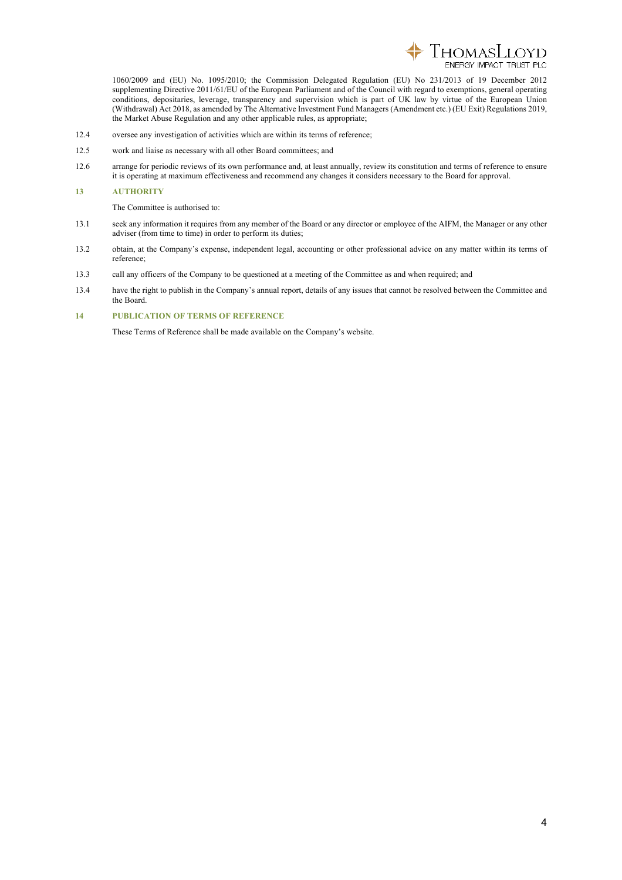1060/2009 and (EU) No. 1095/2010; the Commission Delegated Regulation (EU) No 231/2013 of 19 December 2012 supplementing Directive 2011/61/EU of the European Parliament and of the Council with regard to exemptions, general operating conditions, depositaries, leverage, transparency and supervision which is part of UK law by virtue of the European Union (Withdrawal) Act 2018, as amended by The Alternative Investment Fund Managers (Amendment etc.) (EU Exit) Regulations 2019, the Market Abuse Regulation and any other applicable rules, as appropriate;

12.4 oversee any investigation of activities which are within its terms of reference;

12.5 work and liaise as necessary with all other Board committees; and

12.6 arrange for periodic reviews of its own performance and, at least annually, review its constitution and terms of reference to ensure it is operating at maximum effectiveness and recommend any changes it considers necessary to the Board for approval.

## 13 AUTHORITY

The Committee is authorised to:

13.1 seek any information it requires from any member of the Board or any director or employee of the AIFM, the Manager or any other adviser (from time to time) in order to perform its duties;

13.2 obtain, at the Company's expense, independent legal, accounting or other professional advice on any matter within its terms of reference;

13.3 call any officers of the Company to be questioned at a meeting of the Committee as and when required; and

13.4 have the right to publish in the Company's annual report, details of any issues that cannot be resolved between the Committee and the Board.

## 14 PUBLICATION OF TERMS OF REFERENCE

These Terms of Reference shall be made available on the Company's website.